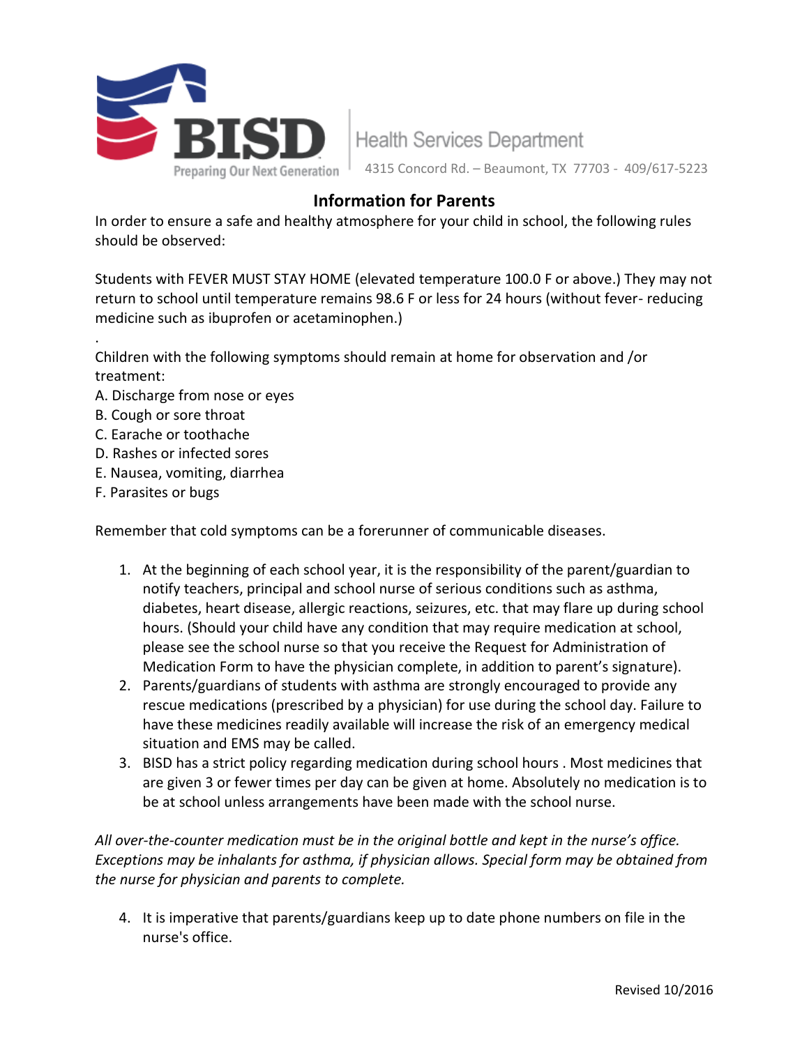BISD
Preparing Our Next Generation

Health Services Department
4315 Concord Rd. – Beaumont, TX 77703 - 409/617-5223

## Information for Parents

In order to ensure a safe and healthy atmosphere for your child in school, the following rules should be observed:

Students with FEVER MUST STAY HOME (elevated temperature 100.0 F or above.) They may not return to school until temperature remains 98.6 F or less for 24 hours (without fever- reducing medicine such as ibuprofen or acetaminophen.)

.

Children with the following symptoms should remain at home for observation and /or treatment:

A. Discharge from nose or eyes
B. Cough or sore throat
C. Earache or toothache
D. Rashes or infected sores
E. Nausea, vomiting, diarrhea
F. Parasites or bugs

Remember that cold symptoms can be a forerunner of communicable diseases.

1. At the beginning of each school year, it is the responsibility of the parent/guardian to notify teachers, principal and school nurse of serious conditions such as asthma, diabetes, heart disease, allergic reactions, seizures, etc. that may flare up during school hours. (Should your child have any condition that may require medication at school, please see the school nurse so that you receive the Request for Administration of Medication Form to have the physician complete, in addition to parent's signature).
2. Parents/guardians of students with asthma are strongly encouraged to provide any rescue medications (prescribed by a physician) for use during the school day. Failure to have these medicines readily available will increase the risk of an emergency medical situation and EMS may be called.
3. BISD has a strict policy regarding medication during school hours . Most medicines that are given 3 or fewer times per day can be given at home. Absolutely no medication is to be at school unless arrangements have been made with the school nurse.

*All over-the-counter medication must be in the original bottle and kept in the nurse's office. Exceptions may be inhalants for asthma, if physician allows. Special form may be obtained from the nurse for physician and parents to complete.*

4. It is imperative that parents/guardians keep up to date phone numbers on file in the nurse's office.

Revised 10/2016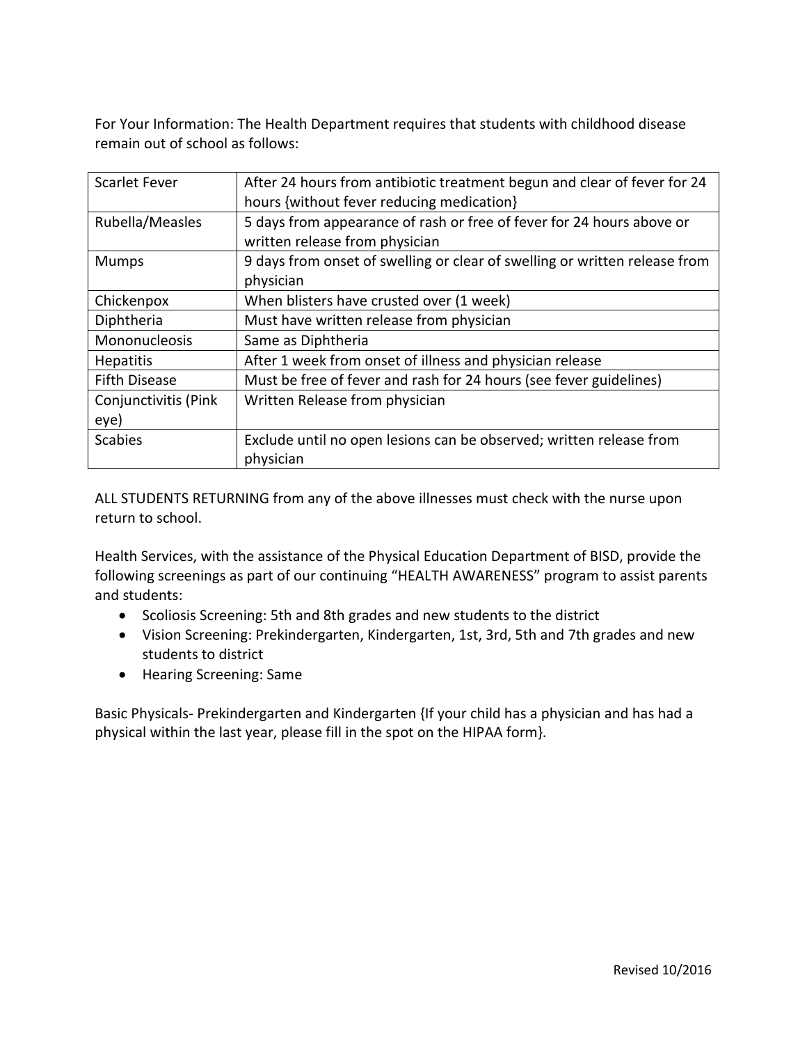For Your Information: The Health Department requires that students with childhood disease remain out of school as follows:

| | |
|---|---|
| Scarlet Fever | After 24 hours from antibiotic treatment begun and clear of fever for 24 hours {without fever reducing medication} |
| Rubella/Measles | 5 days from appearance of rash or free of fever for 24 hours above or written release from physician |
| Mumps | 9 days from onset of swelling or clear of swelling or written release from physician |
| Chickenpox | When blisters have crusted over (1 week) |
| Diphtheria | Must have written release from physician |
| Mononucleosis | Same as Diphtheria |
| Hepatitis | After 1 week from onset of illness and physician release |
| Fifth Disease | Must be free of fever and rash for 24 hours (see fever guidelines) |
| Conjunctivitis (Pink eye) | Written Release from physician |
| Scabies | Exclude until no open lesions can be observed; written release from physician |

ALL STUDENTS RETURNING from any of the above illnesses must check with the nurse upon return to school.

Health Services, with the assistance of the Physical Education Department of BISD, provide the following screenings as part of our continuing "HEALTH AWARENESS" program to assist parents and students:

- Scoliosis Screening: 5th and 8th grades and new students to the district
- Vision Screening: Prekindergarten, Kindergarten, 1st, 3rd, 5th and 7th grades and new students to district
- Hearing Screening: Same

Basic Physicals- Prekindergarten and Kindergarten {If your child has a physician and has had a physical within the last year, please fill in the spot on the HIPAA form}.

Revised 10/2016